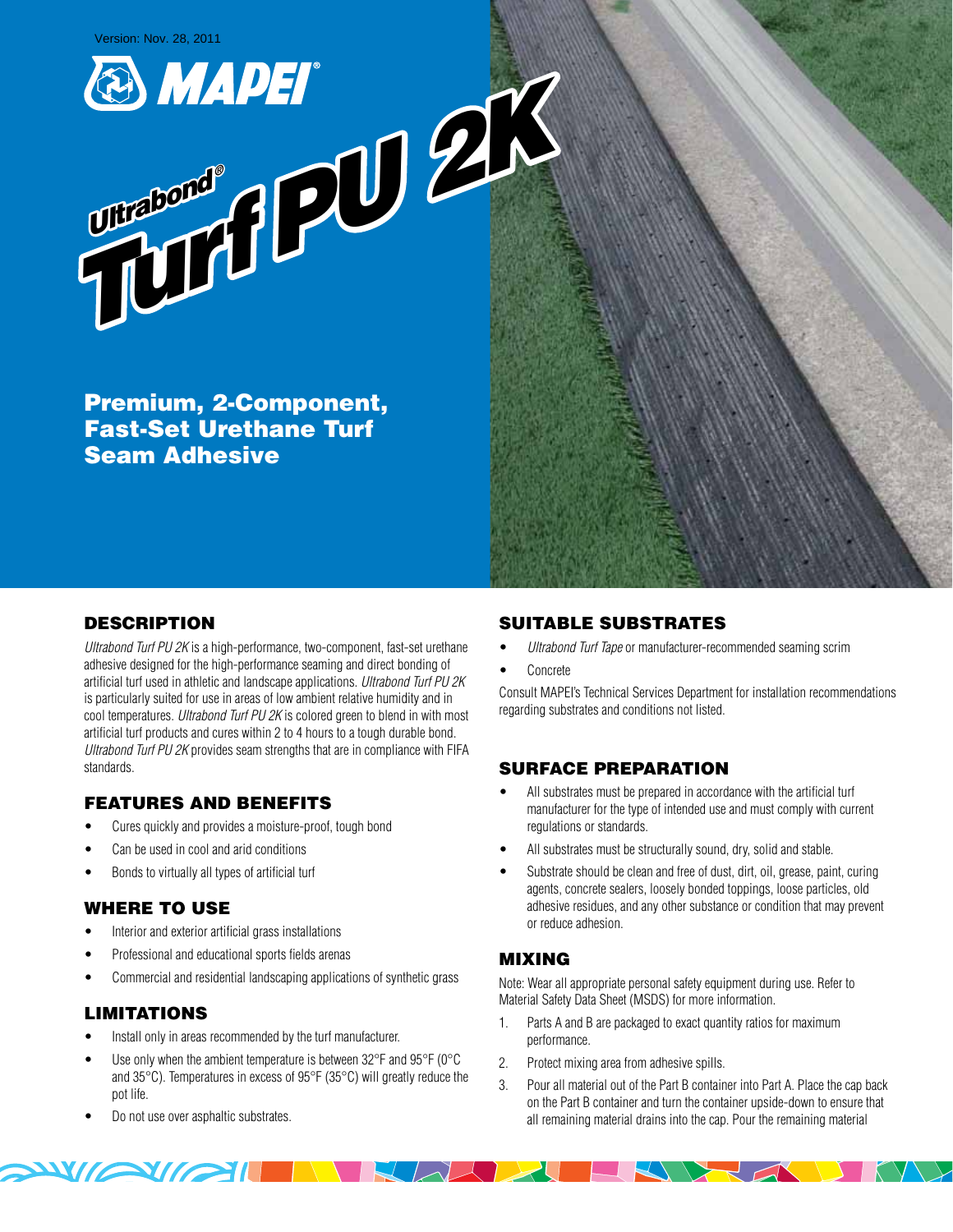Version: Nov. 28, 2011

MAPEI

# Ultrabond® Turf PU 2K

## Premium, 2-Component, Fast-Set Urethane Turf Seam Adhesive

## DESCRIPTION

*Ultrabond Turf PU 2K* is a high-performance, two-component, fast-set urethane adhesive designed for the high-performance seaming and direct bonding of artificial turf used in athletic and landscape applications. *Ultrabond Turf PU 2K* is particularly suited for use in areas of low ambient relative humidity and in cool temperatures. *Ultrabond Turf PU 2K* is colored green to blend in with most artificial turf products and cures within 2 to 4 hours to a tough durable bond. *Ultrabond Turf PU 2K* provides seam strengths that are in compliance with FIFA standards.

## FEATURES AND BENEFITS

- Cures quickly and provides a moisture-proof, tough bond
- Can be used in cool and arid conditions
- Bonds to virtually all types of artificial turf

## WHERE TO USE

- Interior and exterior artificial grass installations
- Professional and educational sports fields arenas
- Commercial and residential landscaping applications of synthetic grass

## LIMITATIONS

- Install only in areas recommended by the turf manufacturer.
- Use only when the ambient temperature is between 32°F and 95°F (0°C and 35°C). Temperatures in excess of 95°F (35°C) will greatly reduce the pot life.
- Do not use over asphaltic substrates.

## SUITABLE SUBSTRATES

- *Ultrabond Turf Tape* or manufacturer-recommended seaming scrim
- Concrete

Consult MAPEI's Technical Services Department for installation recommendations regarding substrates and conditions not listed.

## SURFACE PREPARATION

- All substrates must be prepared in accordance with the artificial turf manufacturer for the type of intended use and must comply with current regulations or standards.
- All substrates must be structurally sound, dry, solid and stable.
- Substrate should be clean and free of dust, dirt, oil, grease, paint, curing agents, concrete sealers, loosely bonded toppings, loose particles, old adhesive residues, and any other substance or condition that may prevent or reduce adhesion.

## MIXING

Note: Wear all appropriate personal safety equipment during use. Refer to Material Safety Data Sheet (MSDS) for more information.

1. Parts A and B are packaged to exact quantity ratios for maximum performance.
2. Protect mixing area from adhesive spills.
3. Pour all material out of the Part B container into Part A. Place the cap back on the Part B container and turn the container upside-down to ensure that all remaining material drains into the cap. Pour the remaining material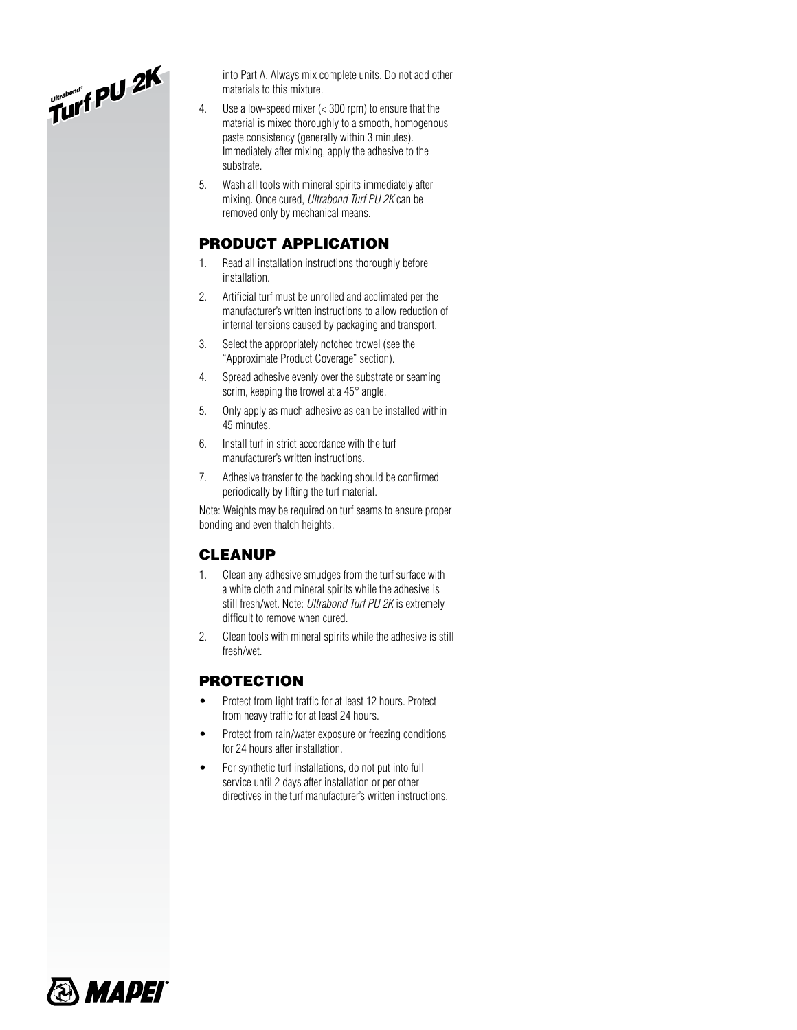into Part A. Always mix complete units. Do not add other materials to this mixture.

4. Use a low-speed mixer (< 300 rpm) to ensure that the material is mixed thoroughly to a smooth, homogenous paste consistency (generally within 3 minutes). Immediately after mixing, apply the adhesive to the substrate.
5. Wash all tools with mineral spirits immediately after mixing. Once cured, *Ultrabond Turf PU 2K* can be removed only by mechanical means.

## PRODUCT APPLICATION

1. Read all installation instructions thoroughly before installation.
2. Artificial turf must be unrolled and acclimated per the manufacturer's written instructions to allow reduction of internal tensions caused by packaging and transport.
3. Select the appropriately notched trowel (see the "Approximate Product Coverage" section).
4. Spread adhesive evenly over the substrate or seaming scrim, keeping the trowel at a 45° angle.
5. Only apply as much adhesive as can be installed within 45 minutes.
6. Install turf in strict accordance with the turf manufacturer's written instructions.
7. Adhesive transfer to the backing should be confirmed periodically by lifting the turf material.

Note: Weights may be required on turf seams to ensure proper bonding and even thatch heights.

## CLEANUP

1. Clean any adhesive smudges from the turf surface with a white cloth and mineral spirits while the adhesive is still fresh/wet. Note: *Ultrabond Turf PU 2K* is extremely difficult to remove when cured.
2. Clean tools with mineral spirits while the adhesive is still fresh/wet.

## PROTECTION

- Protect from light traffic for at least 12 hours. Protect from heavy traffic for at least 24 hours.
- Protect from rain/water exposure or freezing conditions for 24 hours after installation.
- For synthetic turf installations, do not put into full service until 2 days after installation or per other directives in the turf manufacturer's written instructions.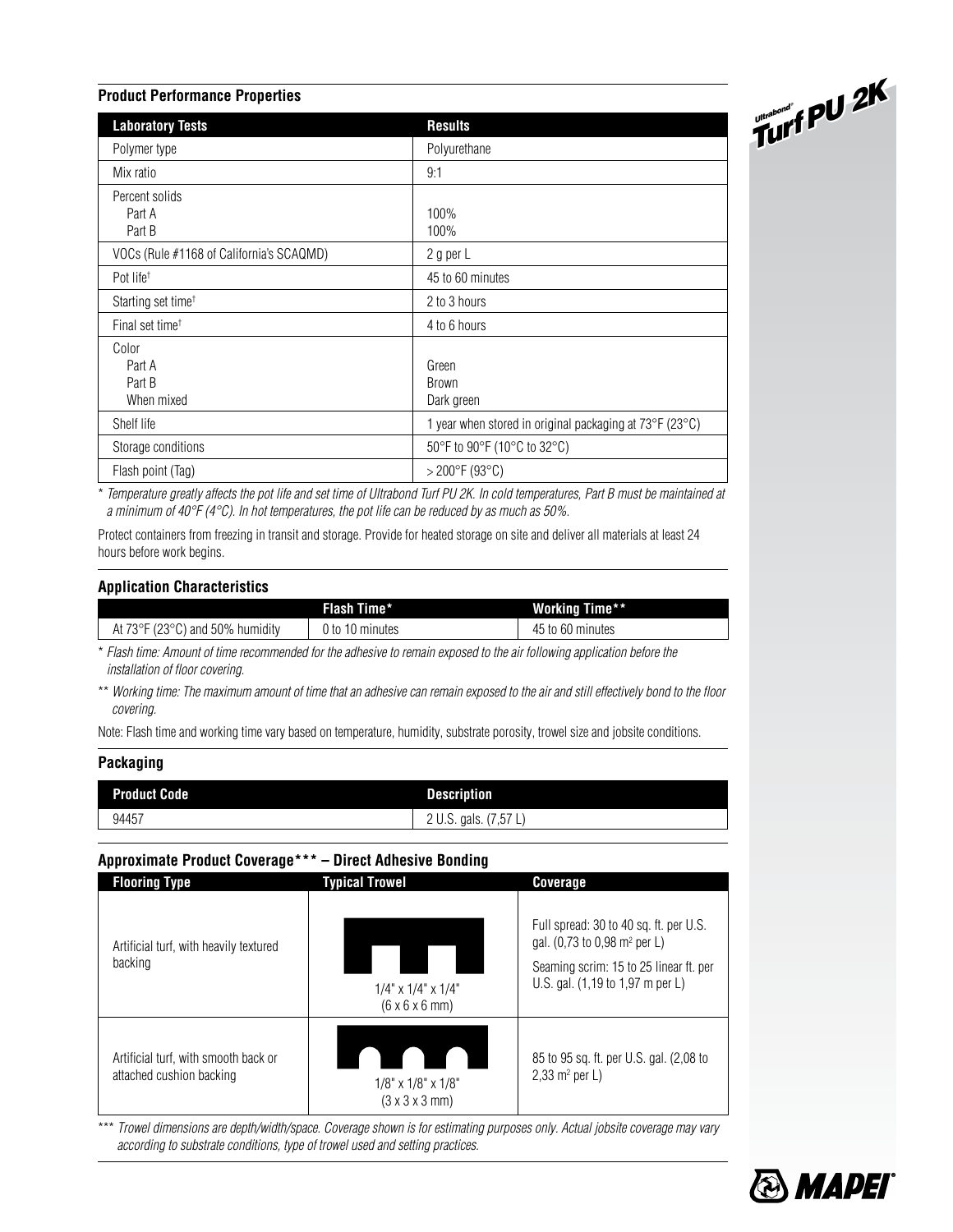## Product Performance Properties

| Laboratory Tests | Results |
|---|---|
| Polymer type | Polyurethane |
| Mix ratio | 9:1 |
| Percent solids<br>Part A<br>Part B | <br>100%<br>100% |
| VOCs (Rule #1168 of California's SCAQMD) | 2 g per L |
| Pot life† | 45 to 60 minutes |
| Starting set time† | 2 to 3 hours |
| Final set time† | 4 to 6 hours |
| Color<br>Part A<br>Part B<br>When mixed | <br>Green<br>Brown<br>Dark green |
| Shelf life | 1 year when stored in original packaging at 73°F (23°C) |
| Storage conditions | 50°F to 90°F (10°C to 32°C) |
| Flash point (Tag) | > 200°F (93°C) |

*\* Temperature greatly affects the pot life and set time of Ultrabond Turf PU 2K. In cold temperatures, Part B must be maintained at a minimum of 40°F (4°C). In hot temperatures, the pot life can be reduced by as much as 50%.*

Protect containers from freezing in transit and storage. Provide for heated storage on site and deliver all materials at least 24 hours before work begins.

## Application Characteristics

| | Flash Time* | Working Time** |
|---|---|---|
| At 73°F (23°C) and 50% humidity | 0 to 10 minutes | 45 to 60 minutes |

*\* Flash time: Amount of time recommended for the adhesive to remain exposed to the air following application before the installation of floor covering.*

*\*\* Working time: The maximum amount of time that an adhesive can remain exposed to the air and still effectively bond to the floor covering.*

Note: Flash time and working time vary based on temperature, humidity, substrate porosity, trowel size and jobsite conditions.

## Packaging

| Product Code | Description |
|---|---|
| 94457 | 2 U.S. gals. (7,57 L) |

## Approximate Product Coverage*** – Direct Adhesive Bonding

| Flooring Type | Typical Trowel | Coverage |
|---|---|---|
| Artificial turf, with heavily textured backing | 1/4" x 1/4" x 1/4"<br>(6 x 6 x 6 mm) | Full spread: 30 to 40 sq. ft. per U.S. gal. (0,73 to 0,98 m² per L)<br>Seaming scrim: 15 to 25 linear ft. per U.S. gal. (1,19 to 1,97 m per L) |
| Artificial turf, with smooth back or attached cushion backing | 1/8" x 1/8" x 1/8"<br>(3 x 3 x 3 mm) | 85 to 95 sq. ft. per U.S. gal. (2,08 to 2,33 m² per L) |

*\*\*\* Trowel dimensions are depth/width/space. Coverage shown is for estimating purposes only. Actual jobsite coverage may vary according to substrate conditions, type of trowel used and setting practices.*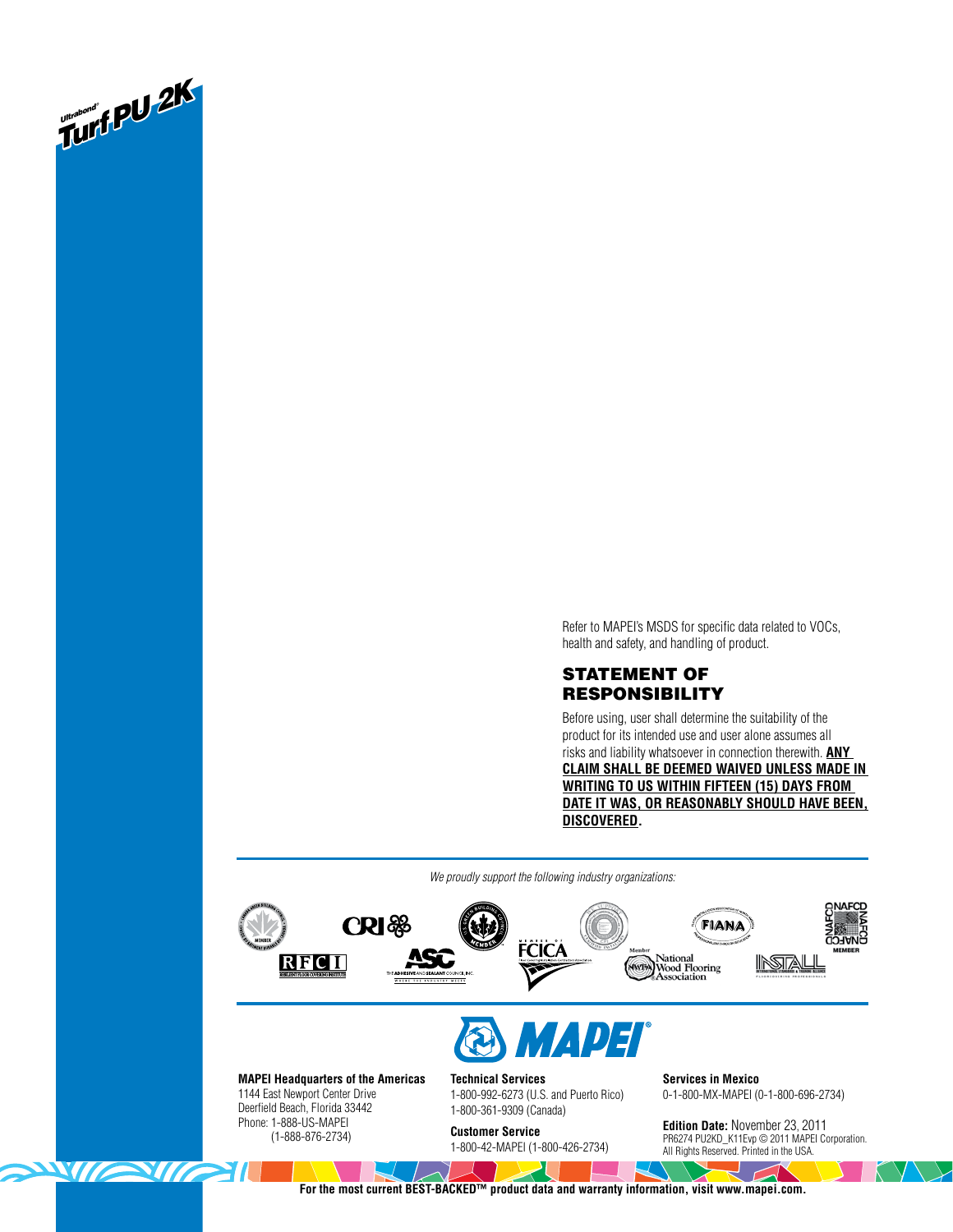Refer to MAPEI's MSDS for specific data related to VOCs, health and safety, and handling of product.

## STATEMENT OF RESPONSIBILITY

Before using, user shall determine the suitability of the product for its intended use and user alone assumes all risks and liability whatsoever in connection therewith. **ANY CLAIM SHALL BE DEEMED WAIVED UNLESS MADE IN WRITING TO US WITHIN FIFTEEN (15) DAYS FROM DATE IT WAS, OR REASONABLY SHOULD HAVE BEEN, DISCOVERED.**

*We proudly support the following industry organizations:*

**MAPEI Headquarters of the Americas**
1144 East Newport Center Drive
Deerfield Beach, Florida 33442
Phone: 1-888-US-MAPEI
(1-888-876-2734)

**Technical Services**
1-800-992-6273 (U.S. and Puerto Rico)
1-800-361-9309 (Canada)

**Customer Service**
1-800-42-MAPEI (1-800-426-2734)

**Services in Mexico**
0-1-800-MX-MAPEI (0-1-800-696-2734)

**Edition Date:** November 23, 2011
PR6274 PU2KD_K11Evp © 2011 MAPEI Corporation.
All Rights Reserved. Printed in the USA.

**For the most current BEST-BACKED™ product data and warranty information, visit www.mapei.com.**